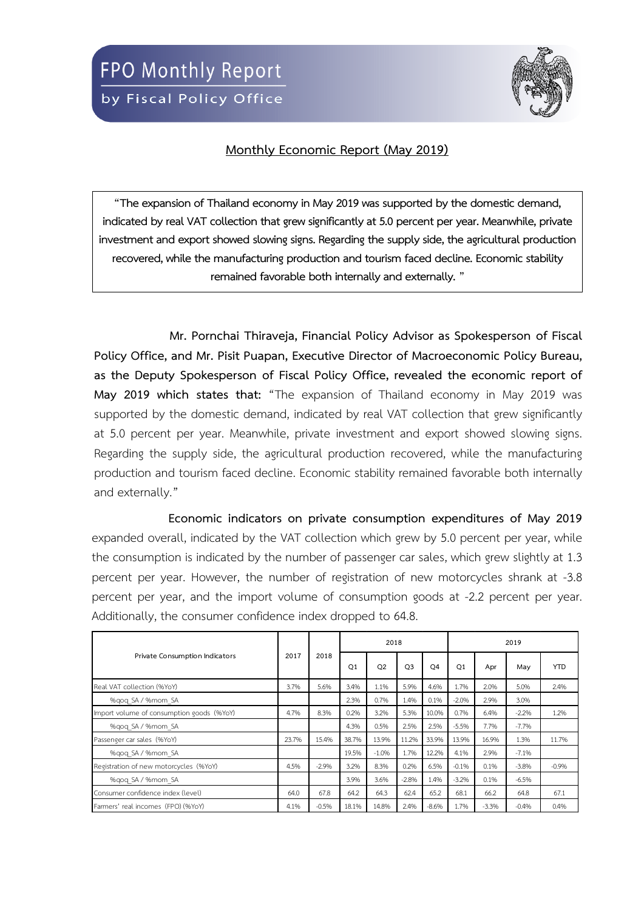# FPO Monthly Report

by Fiscal Policy Office

## Monthly Economic Report (May 2019)

> **"The expansion of Thailand economy in May 2019 was supported by the domestic demand, indicated by real VAT collection that grew significantly at 5.0 percent per year. Meanwhile, private investment and export showed slowing signs. Regarding the supply side, the agricultural production recovered, while the manufacturing production and tourism faced decline. Economic stability remained favorable both internally and externally. "**

**Mr. Pornchai Thiraveja, Financial Policy Advisor as Spokesperson of Fiscal Policy Office, and Mr. Pisit Puapan, Executive Director of Macroeconomic Policy Bureau, as the Deputy Spokesperson of Fiscal Policy Office, revealed the economic report of May 2019 which states that:** "The expansion of Thailand economy in May 2019 was supported by the domestic demand, indicated by real VAT collection that grew significantly at 5.0 percent per year. Meanwhile, private investment and export showed slowing signs. Regarding the supply side, the agricultural production recovered, while the manufacturing production and tourism faced decline. Economic stability remained favorable both internally and externally."

**Economic indicators on private consumption expenditures of May 2019** expanded overall, indicated by the VAT collection which grew by 5.0 percent per year, while the consumption is indicated by the number of passenger car sales, which grew slightly at 1.3 percent per year. However, the number of registration of new motorcycles shrank at -3.8 percent per year, and the import volume of consumption goods at -2.2 percent per year. Additionally, the consumer confidence index dropped to 64.8.

| Private Consumption Indicators | 2017 | 2018 | 2018 | | | | 2019 | | | |
|---|---|---|---|---|---|---|---|---|---|---|
| | | | Q1 | Q2 | Q3 | Q4 | Q1 | Apr | May | YTD |
| Real VAT collection (%YoY) | 3.7% | 5.6% | 3.4% | 1.1% | 5.9% | 4.6% | 1.7% | 2.0% | 5.0% | 2.4% |
| %qoq_SA / %mom_SA | | | 2.3% | 0.7% | 1.4% | 0.1% | -2.0% | 2.9% | 3.0% | |
| Import volume of consumption goods (%YoY) | 4.7% | 8.3% | 0.2% | 3.2% | 5.3% | 10.0% | 0.7% | 6.4% | -2.2% | 1.2% |
| %qoq_SA / %mom_SA | | | 4.3% | 0.5% | 2.5% | 2.5% | -5.5% | 7.7% | -7.7% | |
| Passenger car sales (%YoY) | 23.7% | 15.4% | 38.7% | 13.9% | 11.2% | 33.9% | 13.9% | 16.9% | 1.3% | 11.7% |
| %qoq_SA / %mom_SA | | | 19.5% | -1.0% | 1.7% | 12.2% | 4.1% | 2.9% | -7.1% | |
| Registration of new motorcycles (%YoY) | 4.5% | -2.9% | 3.2% | 8.3% | 0.2% | 6.5% | -0.1% | 0.1% | -3.8% | -0.9% |
| %qoq_SA / %mom_SA | | | 3.9% | 3.6% | -2.8% | 1.4% | -3.2% | 0.1% | -6.5% | |
| Consumer confidence index (level) | 64.0 | 67.8 | 64.2 | 64.3 | 62.4 | 65.2 | 68.1 | 66.2 | 64.8 | 67.1 |
| Farmers' real incomes (FPO) (%YoY) | 4.1% | -0.5% | 18.1% | 14.8% | 2.4% | -8.6% | 1.7% | -3.3% | -0.4% | 0.4% |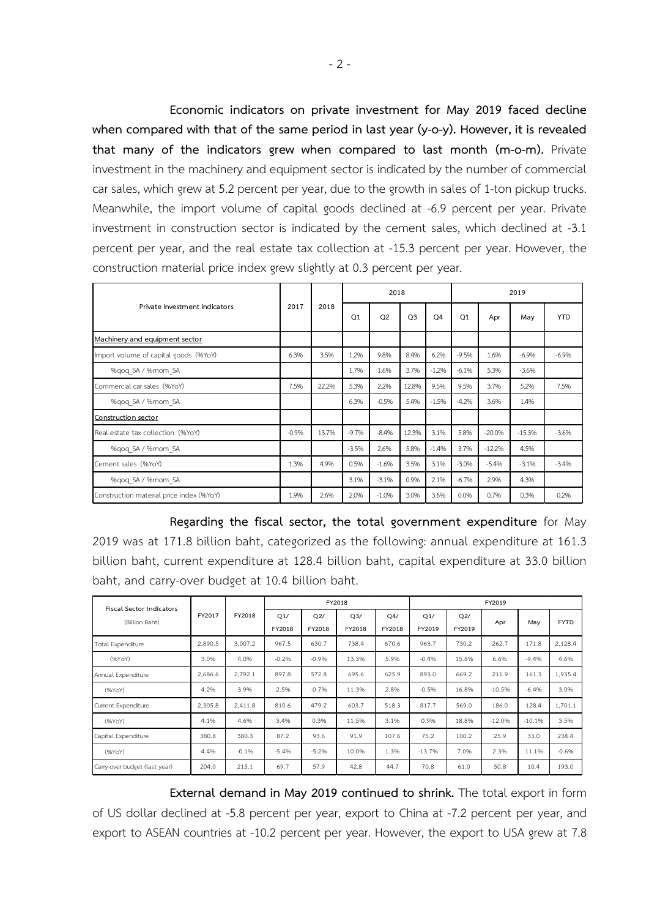**Economic indicators on private investment for May 2019 faced decline when compared with that of the same period in last year (y-o-y). However, it is revealed that many of the indicators grew when compared to last month (m-o-m).** Private investment in the machinery and equipment sector is indicated by the number of commercial car sales, which grew at 5.2 percent per year, due to the growth in sales of 1-ton pickup trucks. Meanwhile, the import volume of capital goods declined at -6.9 percent per year. Private investment in construction sector is indicated by the cement sales, which declined at -3.1 percent per year, and the real estate tax collection at -15.3 percent per year. However, the construction material price index grew slightly at 0.3 percent per year.

| Private Investment Indicators | 2017 | 2018 | 2018 | | | | 2019 | | | |
|---|---|---|---|---|---|---|---|---|---|---|
| | | | Q1 | Q2 | Q3 | Q4 | Q1 | Apr | May | YTD |
| Machinery and equipment sector | | | | | | | | | | |
| Import volume of capital goods (%YoY) | 6.3% | 3.5% | 1.2% | 9.8% | 8.4% | 6.2% | -9.5% | 1.6% | -6.9% | -6.9% |
| %qoq_SA / %mom_SA | | | 1.7% | 1.6% | 3.7% | -1.2% | -6.1% | 5.3% | -3.6% | |
| Commercial car sales (%YoY) | 7.5% | 22.2% | 5.3% | 2.2% | 12.8% | 9.5% | 9.5% | 3.7% | 5.2% | 7.5% |
| %qoq_SA / %mom_SA | | | 6.3% | -0.5% | 5.4% | -1.5% | -4.2% | 3.6% | 1.4% | |
| Construction sector | | | | | | | | | | |
| Real estate tax collection (%YoY) | -0.9% | 13.7% | -9.7% | -8.4% | 12.3% | 3.1% | 5.8% | -20.0% | -15.3% | -3.6% |
| %qoq_SA / %mom_SA | | | -3.5% | 2.6% | 5.8% | -1.4% | 3.7% | -12.2% | 4.5% | |
| Cement sales (%YoY) | 1.3% | 4.9% | 0.5% | -1.6% | 3.5% | 3.1% | -3.0% | -5.4% | -3.1% | -3.4% |
| %qoq_SA / %mom_SA | | | 3.1% | -3.1% | 0.9% | 2.1% | -6.7% | 2.9% | 4.3% | |
| Construction material price index (%YoY) | 1.9% | 2.6% | 2.0% | -1.0% | 3.0% | 3.6% | 0.0% | 0.7% | 0.3% | 0.2% |

**Regarding the fiscal sector, the total government expenditure** for May 2019 was at 171.8 billion baht, categorized as the following: annual expenditure at 161.3 billion baht, current expenditure at 128.4 billion baht, capital expenditure at 33.0 billion baht, and carry-over budget at 10.4 billion baht.

| Fiscal Sector Indicators (Billion Baht) | FY2017 | FY2018 | FY2018 | | | | FY2019 | | | | |
|---|---|---|---|---|---|---|---|---|---|---|---|
| | | | Q1/ FY2018 | Q2/ FY2018 | Q3/ FY2018 | Q4/ FY2018 | Q1/ FY2019 | Q2/ FY2019 | Apr | May | FYTD |
| Total Expenditure | 2,890.5 | 3,007.2 | 967.5 | 630.7 | 738.4 | 670.6 | 963.7 | 730.2 | 262.7 | 171.8 | 2,128.4 |
| (%YoY) | 3.0% | 4.0% | -0.2% | -0.9% | 13.3% | 5.9% | -0.4% | 15.8% | 6.6% | -9.4% | 4.6% |
| Annual Expenditure | 2,686.6 | 2,792.1 | 897.8 | 572.8 | 695.6 | 625.9 | 893.0 | 669.2 | 211.9 | 161.3 | 1,935.4 |
| (%YoY) | 4.2% | 3.9% | 2.5% | -0.7% | 11.3% | 2.8% | -0.5% | 16.8% | -10.5% | -6.4% | 3.0% |
| Current Expenditure | 2,305.8 | 2,411.8 | 810.6 | 479.2 | 603.7 | 518.3 | 817.7 | 569.0 | 186.0 | 128.4 | 1,701.1 |
| (%YoY) | 4.1% | 4.6% | 3.4% | 0.3% | 11.5% | 3.1% | 0.9% | 18.8% | -12.0% | -10.1% | 3.5% |
| Capital Expenditure | 380.8 | 380.3 | 87.2 | 93.6 | 91.9 | 107.6 | 75.2 | 100.2 | 25.9 | 33.0 | 234.4 |
| (%YoY) | 4.4% | -0.1% | -5.4% | -5.2% | 10.0% | 1.3% | -13.7% | 7.0% | 2.3% | 11.1% | -0.6% |
| Carry-over budget (last year) | 204.0 | 215.1 | 69.7 | 57.9 | 42.8 | 44.7 | 70.8 | 61.0 | 50.8 | 10.4 | 193.0 |

**External demand in May 2019 continued to shrink.** The total export in form of US dollar declined at -5.8 percent per year, export to China at -7.2 percent per year, and export to ASEAN countries at -10.2 percent per year. However, the export to USA grew at 7.8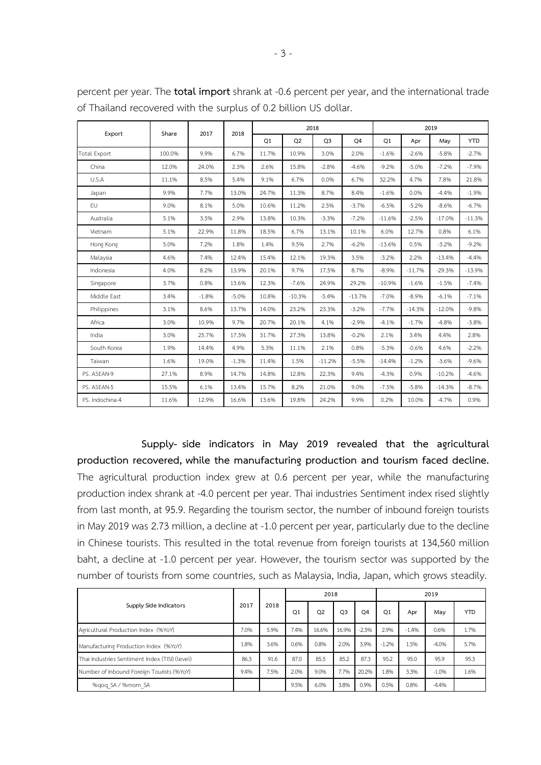percent per year. The **total import** shrank at -0.6 percent per year, and the international trade of Thailand recovered with the surplus of 0.2 billion US dollar.

| Export | Share | 2017 | 2018 | 2018 | | | | 2019 | | | |
|---|---|---|---|---|---|---|---|---|---|---|---|
| | | | | Q1 | Q2 | Q3 | Q4 | Q1 | Apr | May | YTD |
| Total Export | 100.0% | 9.9% | 6.7% | 11.7% | 10.9% | 3.0% | 2.0% | -1.6% | -2.6% | -5.8% | -2.7% |
| China | 12.0% | 24.0% | 2.3% | 2.6% | 15.8% | -2.8% | -4.6% | -9.2% | -5.0% | -7.2% | -7.9% |
| U.S.A | 11.1% | 8.5% | 5.4% | 9.1% | 6.7% | 0.0% | 6.7% | 32.2% | 4.7% | 7.8% | 21.8% |
| Japan | 9.9% | 7.7% | 13.0% | 24.7% | 11.3% | 8.7% | 8.4% | -1.6% | 0.0% | -4.4% | -1.9% |
| EU | 9.0% | 8.1% | 5.0% | 10.6% | 11.2% | 2.5% | -3.7% | -6.5% | -5.2% | -8.6% | -6.7% |
| Australia | 5.1% | 3.5% | 2.9% | 13.8% | 10.3% | -3.3% | -7.2% | -11.6% | -2.5% | -17.0% | -11.3% |
| Vietnam | 5.1% | 22.9% | 11.8% | 18.5% | 6.7% | 13.1% | 10.1% | 6.0% | 12.7% | 0.8% | 6.1% |
| Hong Kong | 5.0% | 7.2% | 1.8% | 1.4% | 9.5% | 2.7% | -6.2% | -13.6% | 0.5% | -3.2% | -9.2% |
| Malaysia | 4.6% | 7.4% | 12.4% | 15.4% | 12.1% | 19.3% | 3.5% | -3.2% | 2.2% | -13.4% | -4.4% |
| Indonesia | 4.0% | 8.2% | 13.9% | 20.1% | 9.7% | 17.5% | 8.7% | -8.9% | -11.7% | -29.3% | -13.9% |
| Singapore | 3.7% | 0.8% | 13.6% | 12.3% | -7.6% | 24.9% | 29.2% | -10.9% | -1.6% | -1.5% | -7.4% |
| Middle East | 3.4% | -1.8% | -5.0% | 10.8% | -10.3% | -5.4% | -13.7% | -7.0% | -8.9% | -6.1% | -7.1% |
| Philippines | 3.1% | 8.6% | 13.7% | 14.0% | 23.2% | 23.3% | -3.2% | -7.7% | -14.3% | -12.0% | -9.8% |
| Africa | 3.0% | 10.9% | 9.7% | 20.7% | 20.1% | 4.1% | -2.9% | -4.1% | -1.7% | -4.8% | -3.8% |
| India | 3.0% | 25.7% | 17.3% | 31.7% | 27.3% | 13.8% | -0.2% | 2.1% | 3.4% | 4.4% | 2.8% |
| South Korea | 1.9% | 14.4% | 4.9% | 5.3% | 11.1% | 2.1% | 0.8% | -5.3% | -0.6% | 4.6% | -2.2% |
| Taiwan | 1.6% | 19.0% | -1.3% | 11.4% | 1.5% | -11.2% | -5.5% | -14.4% | -1.2% | -3.6% | -9.6% |
| PS. ASEAN-9 | 27.1% | 8.9% | 14.7% | 14.8% | 12.8% | 22.3% | 9.4% | -4.3% | 0.9% | -10.2% | -4.6% |
| PS. ASEAN-5 | 15.5% | 6.1% | 13.4% | 15.7% | 8.2% | 21.0% | 9.0% | -7.5% | -5.8% | -14.3% | -8.7% |
| PS. Indochina-4 | 11.6% | 12.9% | 16.6% | 13.6% | 19.8% | 24.2% | 9.9% | 0.2% | 10.0% | -4.7% | 0.9% |

**Supply- side indicators in May 2019 revealed that the agricultural production recovered, while the manufacturing production and tourism faced decline.** The agricultural production index grew at 0.6 percent per year, while the manufacturing production index shrank at -4.0 percent per year. Thai industries Sentiment index rised slightly from last month, at 95.9. Regarding the tourism sector, the number of inbound foreign tourists in May 2019 was 2.73 million, a decline at -1.0 percent per year, particularly due to the decline in Chinese tourists. This resulted in the total revenue from foreign tourists at 134,560 million baht, a decline at -1.0 percent per year. However, the tourism sector was supported by the number of tourists from some countries, such as Malaysia, India, Japan, which grows steadily.

| Supply Side Indicators | 2017 | 2018 | 2018 | | | | 2019 | | | |
|---|---|---|---|---|---|---|---|---|---|---|
| | | | Q1 | Q2 | Q3 | Q4 | Q1 | Apr | May | YTD |
| Agricultural Production Index (%YoY) | 7.0% | 5.9% | 7.4% | 16.6% | 16.9% | -2.3% | 2.9% | -1.4% | 0.6% | 1.7% |
| Manufacturing Production Index (%YoY) | 1.8% | 3.6% | 0.6% | 0.8% | 2.0% | 3.9% | -1.2% | 1.5% | -4.0% | 5.7% |
| Thai Industries Sentiment Index (TISI) (level) | 86.3 | 91.6 | 87.0 | 85.5 | 85.2 | 87.3 | 95.2 | 95.0 | 95.9 | 95.3 |
| Number of Inbound Foreign Tourists (%YoY) | 9.4% | 7.5% | 2.0% | 9.0% | 7.7% | 20.2% | 1.8% | 3.3% | -1.0% | 1.6% |
| %qoq_SA / %mom_SA | | | 9.5% | 6.0% | 3.8% | 0.9% | 0.5% | 0.8% | -4.4% | |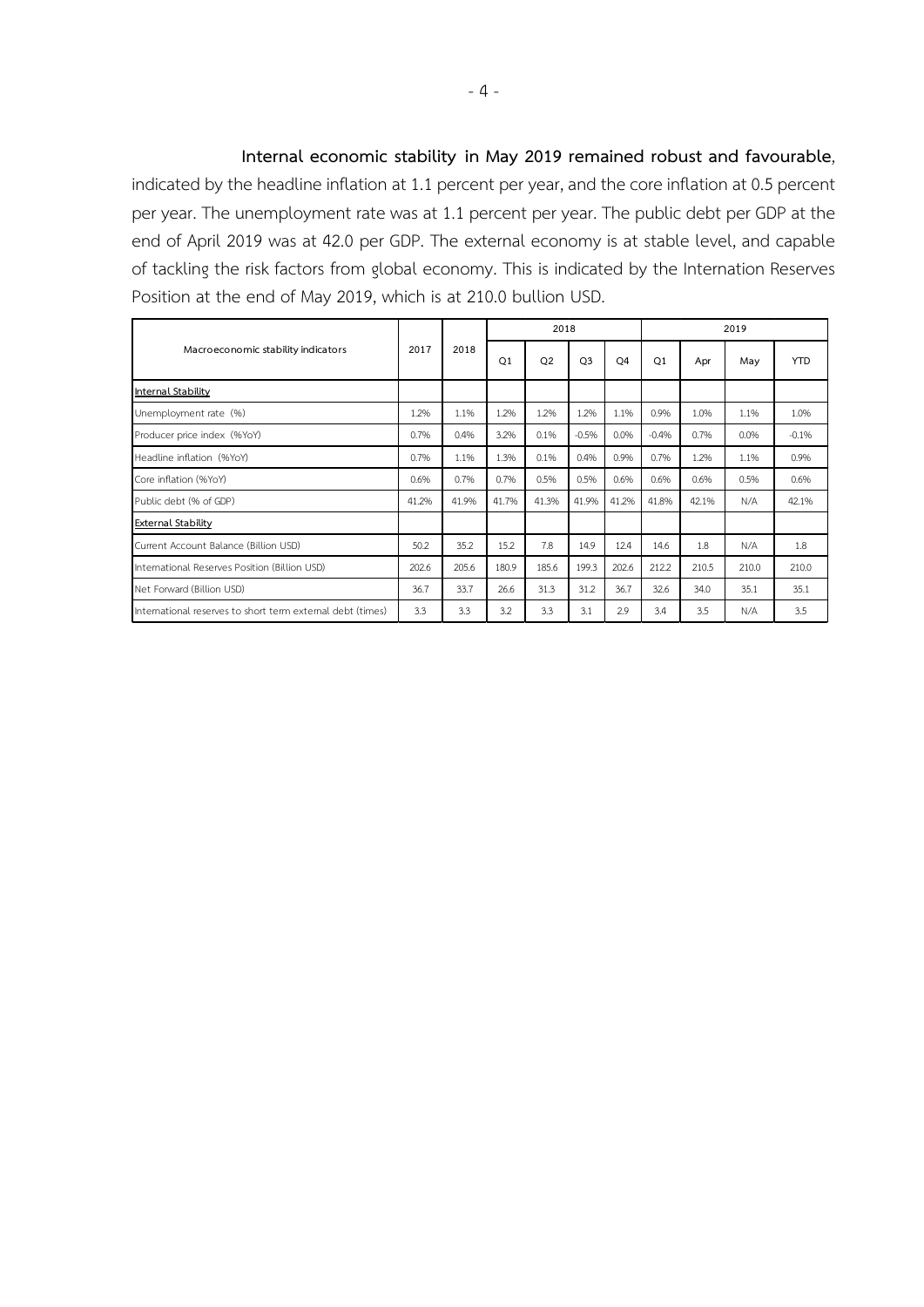**Internal economic stability in May 2019 remained robust and favourable**, indicated by the headline inflation at 1.1 percent per year, and the core inflation at 0.5 percent per year. The unemployment rate was at 1.1 percent per year. The public debt per GDP at the end of April 2019 was at 42.0 per GDP. The external economy is at stable level, and capable of tackling the risk factors from global economy. This is indicated by the Internation Reserves Position at the end of May 2019, which is at 210.0 bullion USD.

| Macroeconomic stability indicators | 2017 | 2018 | 2018 | | | | 2019 | | | |
|---|---|---|---|---|---|---|---|---|---|---|
| | | | Q1 | Q2 | Q3 | Q4 | Q1 | Apr | May | YTD |
| **Internal Stability** | | | | | | | | | | |
| Unemployment rate (%) | 1.2% | 1.1% | 1.2% | 1.2% | 1.2% | 1.1% | 0.9% | 1.0% | 1.1% | 1.0% |
| Producer price index (%YoY) | 0.7% | 0.4% | 3.2% | 0.1% | -0.5% | 0.0% | -0.4% | 0.7% | 0.0% | -0.1% |
| Headline inflation (%YoY) | 0.7% | 1.1% | 1.3% | 0.1% | 0.4% | 0.9% | 0.7% | 1.2% | 1.1% | 0.9% |
| Core inflation (%YoY) | 0.6% | 0.7% | 0.7% | 0.5% | 0.5% | 0.6% | 0.6% | 0.6% | 0.5% | 0.6% |
| Public debt (% of GDP) | 41.2% | 41.9% | 41.7% | 41.3% | 41.9% | 41.2% | 41.8% | 42.1% | N/A | 42.1% |
| **External Stability** | | | | | | | | | | |
| Current Account Balance (Billion USD) | 50.2 | 35.2 | 15.2 | 7.8 | 14.9 | 12.4 | 14.6 | 1.8 | N/A | 1.8 |
| International Reserves Position (Billion USD) | 202.6 | 205.6 | 180.9 | 185.6 | 199.3 | 202.6 | 212.2 | 210.5 | 210.0 | 210.0 |
| Net Forward (Billion USD) | 36.7 | 33.7 | 26.6 | 31.3 | 31.2 | 36.7 | 32.6 | 34.0 | 35.1 | 35.1 |
| International reserves to short term external debt (times) | 3.3 | 3.3 | 3.2 | 3.3 | 3.1 | 2.9 | 3.4 | 3.5 | N/A | 3.5 |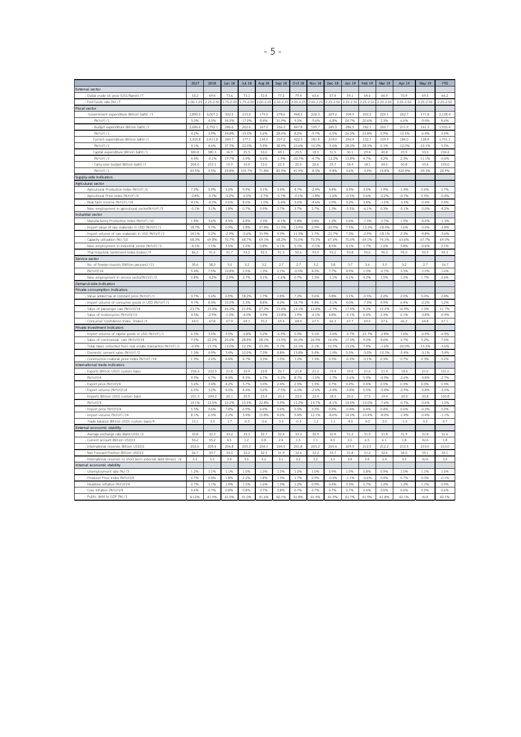| | 2017 | 2018 | Jun 18 | Jul 18 | Aug 18 | Sep 18 | Oct 18 | Nov 18 | Dec 18 | Jan 19 | Feb 19 | Mar 19 | Apr 19 | May 19 | YTD |
|---|---|---|---|---|---|---|---|---|---|---|---|---|---|---|---|
| **External sector** | | | | | | | | | | | | | | | |
| - Dubai crude oil price (US$/Barrel) /7 | 53.2 | 69.4 | 73.6 | 73.1 | 72.4 | 77.2 | 79.4 | 65.6 | 57.4 | 59.1 | 64.6 | 66.9 | 70.9 | 69.5 | 66.2 |
| - Fed funds rate (%) /7 | 1.00-1.25 | 2.25-2.50 | 1.75-2.00 | 1.75-2.00 | 2.00-2.25 | 2.00-2.25 | 2.00-2.25 | 2.00-2.25 | 2.25-2.50 | 2.25-2.50 | 2.25-2.50 | 2.25-2.50 | 2.25-2.50 | 2.25-2.50 | 2.25-2.50 |
| **Fiscal sector** | | | | | | | | | | | | | | | |
| - Government expenditure (Billion baht) /1 | 2,890.5 | 3,007.2 | 302.5 | 213.0 | 179.0 | 278.6 | 468.3 | 226.3 | 269.2 | 304.9 | 200.2 | 225.1 | 262.7 | 171.8 | 2,128.4 |
| (%YoY) /1 | 3.0% | 4.0% | 34.5% | -17.0% | 8.4% | 31.9% | 9.3% | -9.6% | -6.8% | 24.7% | 20.6% | 2.3% | -6.6% | -9.4% | 4.6% |
| - Budget expenditure (Billion baht) /1 | 2,686.6 | 2,792.1 | 286.6 | 202.6 | 167.0 | 256.3 | 447.8 | 199.7 | 245.5 | 286.5 | 182.1 | 200.7 | 211.9 | 161.3 | 1,935.4 |
| (%YoY) /1 | 4.2% | 3.9% | 34.8% | -19.5% | 5.6% | 28.6% | 8.2% | -9.7% | -6.5% | 26.3% | 23.8% | 0.9% | -10.5% | -6.4% | 3.0% |
| Current expenditure (Billion baht) /1 | 2,305.8 | 2,411.8 | 249.7 | 177.1 | 134.0 | 207.2 | 422.3 | 181.4 | 214.0 | 256.4 | 152.7 | 159.9 | 186.0 | 128.4 | 1,701.1 |
| (%YoY) /1 | 4.1% | 4.6% | 37.3% | -22.0% | 5.9% | 38.9% | 10.6% | -10.2% | -5.6% | 28.0% | 28.3% | 0.1% | -12.0% | -10.1% | 3.5% |
| Capital expenditure (Billion baht) /1 | 380.8 | 380.3 | 36.9 | 25.5 | 33.0 | 49.1 | 25.5 | 18.3 | 31.5 | 30.1 | 29.4 | 40.8 | 25.9 | 33.0 | 234.4 |
| (%YoY) /1 | 4.4% | -0.1% | 19.7% | 3.4% | 4.6% | -1.9% | -20.7% | -4.7% | -12.2% | 13.8% | 4.7% | 4.2% | 2.3% | 11.1% | -0.6% |
| - Carry-over budget (Billion baht) /1 | 204.0 | 215.1 | 15.9 | 10.4 | 12.0 | 22.3 | 20.5 | 26.6 | 23.7 | 18.4 | 18.1 | 24.5 | 50.8 | 10.4 | 193.0 |
| (%YoY) /1 | 40.5% | 5.5% | 29.8% | 105.7% | 71.8% | 85.9% | 41.9% | -8.3% | -9.8% | 3.6% | -3.9% | 14.8% | 420.8% | -39.3% | 24.9% |
| **Supply-side indicators** | | | | | | | | | | | | | | | |
| **Agricultural sector** | | | | | | | | | | | | | | | |
| - Agricultural Production Index (%YoY) /6 | 7.0% | 5.9% | 5.0% | 9.9% | 3.1% | 3.5% | 4.7% | -2.4% | 4.4% | 3.3% | 3.5% | 1.9% | -1.4% | 0.6% | 1.7% |
| - Agricultural Price Index (%YoY) /6 | -2.8% | -5.7% | -3.2% | -0.5% | -2.7% | -5.7% | -0.1% | -1.8% | -1.6% | -0.5% | 0.6% | -2.2% | -0.7% | 0.5% | -0.4% |
| - Real farm income (%YoY) /14 | 4.1% | -0.5% | 0.6% | 8.0% | -1.0% | -3.4% | 3.6% | -4.6% | 2.9% | 3.2% | 3.8% | -1.5% | -3.3% | -0.4% | 0.4% |
| - New employment in agricultural sector(%YoY) /3 | -0.1% | 3.1% | 1.8% | 0.7% | 0.9% | 3.7% | 3.7% | 2.7% | 1.3% | -5.5% | -6.1% | 0.3% | -5.1% | -5.0% | -4.2% |
| **Industrial sector** | | | | | | | | | | | | | | | |
| - Manufacturing Production Index (%YoY) /10 | 1.8% | 3.6% | 4.9% | 4.8% | 2.3% | -0.1% | 5.8% | 0.8% | 1.2% | 0.6% | -1.3% | -2.7% | 1.5% | -4.0% | -1.3% |
| - Import value of raw materials in USD (%YoY) /1 | 18.7% | 9.7% | 0.9% | 2.8% | 37.8% | 11.5% | 13.4% | 2.9% | -20.9% | 7.5% | -13.3% | -18.4% | 1.6% | -5.0% | -5.8% |
| - Import volume of raw materials in USD (%YoY) /1 | 14.1% | 5.2% | -2.9% | -0.6% | 33.9% | 9.3% | 11.3% | 1.7% | -21.7% | 7.3% | -2.9% | -18.1% | 2.3% | -4.8% | -5.6% |
| - Capacity utilization (%) /10 | 68.3% | 69.8% | 70.7% | 68.7% | 69.1% | 68.2% | 70.0% | 70.3% | 67.6% | 70.5% | 69.1% | 74.3% | 63.6% | 67.7% | 69.0% |
| - New employment in industrial sector (%YoY) /3 | -4.1% | 1.1% | 3.5% | 1.2% | 0.8% | 6.1% | 5.1% | -0.1% | 8.5% | 4.1% | 1.7% | 1.6% | 3.8% | -0.6% | 2.1% |
| - Thai Industrial Sentiment Index (Index) /9 | 86.3 | 91.6 | 91.7 | 93.2 | 92.5 | 91.5 | 92.6 | 93.9 | 93.2 | 93.8 | 95.6 | 96.3 | 95.0 | 95.9 | 95.3 |
| **Service sector** | | | | | | | | | | | | | | | |
| - No. of foreign tourists (Million persons) /11 | 35.6 | 38.3 | 3.0 | 3.2 | 3.2 | 2.7 | 2.7 | 3.2 | 3.8 | 3.7 | 3.6 | 3.5 | 3.2 | 2.7 | 16.7 |
| (%YoY)/14 | 9.4% | 7.5% | 10.8% | 2.5% | 1.3% | 2.1% | -0.5% | 4.5% | 7.7% | 4.9% | 1.0% | -0.7% | 3.3% | -1.0% | 1.6% |
| - New employment in service sector(%YoY) /3 | 0.8% | -0.2% | -2.9% | 2.7% | 3.1% | -1.6% | 0.7% | 1.3% | -1.1% | 4.1% | 4.2% | 1.5% | 1.5% | 1.7% | 2.6% |
| **Demand-side indicators** | | | | | | | | | | | | | | | |
| **Private consumption indicators** | | | | | | | | | | | | | | | |
| - Value added tax at constant price (%YoY) /1 | 3.7% | 5.6% | 6.9% | 18.2% | 1.7% | 0.8% | 7.2% | 9.6% | 0.8% | 3.1% | -0.5% | 2.2% | 2.0% | 5.0% | 2.4% |
| - Import volume of consumer goods in USD (%YoY) /1 | 4.7% | 8.3% | 10.5% | 5.3% | 8.8% | 4.0% | 18.7% | 9.4% | 3.1% | 4.0% | 7.3% | 4.9% | 6.4% | -2.2% | 1.2% |
| - Sales of passenger cars (%YoY)/14 | 23.7% | 15.4% | 26.2% | 21.4% | 27.2% | 15.6% | 14.1% | 12.8% | -2.7% | 17.4% | 9.2% | 15.2% | 16.9% | 1.3% | 11.7% |
| - Sales of motorcycles (%YoY)/13 | 4.5% | -2.9% | -1.0% | -4.0% | 3.9% | -10.8% | 1.9% | -6.1% | 4.8% | -3.1% | 0.4% | 2.3% | 0.1% | -3.8% | -0.9% |
| - Consumer Confidence Index (Index) /5 | 64.0 | 67.8 | 67.9 | 69.1 | 70.2 | 69.4 | 68.4 | 67.5 | 66.3 | 67.7 | 69.0 | 67.6 | 66.2 | 64.8 | 67.1 |
| **Private investment indicators** | | | | | | | | | | | | | | | |
| - Import volume of capital goods in USD (%YoY) /1 | 6.3% | 3.5% | 5.9% | -0.8% | 5.2% | -6.9% | 0.3% | 5.1% | -3.6% | -3.7% | -21.7% | -2.8% | 1.6% | -6.9% | -6.9% |
| - Sales of commercial cars (%YoY)/14 | 7.5% | 22.2% | 25.6% | 28.8% | 28.1% | 13.5% | 36.0% | 26.9% | 16.6% | 17.3% | 9.0% | 4.6% | 3.7% | 5.2% | 7.5% |
| - Total taxes collected from real estate transaction (%YoY) /1 | -0.9% | 13.7% | 13.0% | 12.3% | 23.3% | 9.7% | 16.1% | 2.1% | 10.5% | 15.2% | 7.4% | -1.6% | -20.0% | -15.3% | -3.6% |
| - Domestic cement sales (%YoY) /2 | 1.3% | 4.9% | 3.4% | 10.5% | 7.3% | 8.8% | 13.8% | 5.4% | -1.4% | 5.5% | -3.0% | -10.3% | -5.4% | -3.1% | -3.4% |
| - Construction material price index (%YoY) /14 | 1.9% | 2.6% | 4.4% | 4.7% | 3.3% | 1.5% | 1.2% | 1.3% | 0.5% | -0.3% | -0.1% | 0.3% | 0.7% | 0.3% | 0.2% |
| **International trade indicators** | | | | | | | | | | | | | | | |
| - Exports (Billion USD): custom basis | 236.6 | 252.5 | 21.8 | 20.4 | 22.8 | 20.7 | 21.8 | 21.2 | 19.4 | 19.0 | 21.6 | 21.4 | 18.6 | 21.0 | 101.6 |
| (%YoY)/4 | 9.9% | 6.7% | 8.4% | 8.3% | 6.7% | -5.2% | 8.7% | -1.0% | -1.7% | -5.6% | 5.9% | -4.9% | -2.6% | -5.8% | -2.7% |
| - Export price (%YoY)/4 | 3.6% | 3.4% | 4.2% | 3.7% | 3.0% | 2.4% | 2.5% | 1.5% | 0.7% | 0.2% | 0.4% | 0.5% | 0.3% | 0.0% | 0.3% |
| - Export volume (%YoY)/14 | 6.0% | 3.2% | 4.0% | 4.4% | 3.6% | -7.5% | 6.0% | -2.4% | -2.4% | -5.8% | 5.5% | -5.4% | -2.9% | -5.8% | -3.0% |
| - Imports (Billion USD): custom basis | 221.5 | 249.2 | 20.1 | 20.9 | 23.4 | 20.2 | 22.0 | 22.4 | 18.3 | 23.0 | 17.5 | 19.4 | 20.0 | 20.8 | 100.8 |
| (%YoY)/4 | 14.1% | 12.5% | 10.2% | 10.5% | 22.8% | 9.9% | 11.2% | 14.7% | -8.1% | 14.0% | -10.0% | -7.6% | -0.7% | -0.6% | -1.0% |
| - Import price (%YoY)/4 | 5.5% | 5.6% | 7.8% | 6.9% | 6.0% | 5.6% | 5.5% | 2.3% | 0.4% | -0.4% | 0.4% | 0.4% | 0.6% | -0.2% | 0.2% |
| - Import volume (%YoY) /14 | 8.1% | 6.5% | 2.2% | 3.4% | 15.8% | 4.0% | 5.4% | 12.1% | -8.6% | 14.5% | -10.4% | -8.0% | -1.4% | -0.4% | -1.1% |
| - Trade balance (Billion USD): custom basis/4 | 15.1 | 3.3 | 1.7 | -0.5 | -0.6 | 0.5 | -0.3 | -1.2 | 1.1 | -4.0 | 4.0 | 2.0 | -1.5 | 0.2 | 0.7 |
| **External economic stability** | | | | | | | | | | | | | | | |
| - Average exchange rate (Baht/USD) /2 | 33.8 | 32.3 | 33.2 | 33.3 | 32.7 | 32.4 | 33.3 | 32.9 | 32.4 | 31.2 | 31.5 | 31.8 | 31.9 | 31.8 | 31.6 |
| - Current account (Billion USD)/2 | 50.2 | 35.2 | 4.5 | 1.2 | 0.8 | 2.4 | 1.5 | 1.1 | 4.5 | 2.0 | 6.5 | 6.1 | 1.8 | N/A | 1.8 |
| - International reserves (Billion USD)/2 | 202.6 | 205.6 | 206.8 | 205.5 | 204.5 | 204.5 | 201.8 | 203.2 | 205.6 | 209.9 | 212.5 | 212.2 | 210.5 | 210.0 | 210.0 |
| - Net Forward Position (Billion USD)/2 | 36.7 | 33.7 | 33.0 | 32.2 | 32.3 | 31.9 | 32.6 | 32.2 | 33.7 | 31.8 | 31.2 | 32.6 | 34.0 | 35.1 | 35.1 |
| - International reserves to short term external debt (times) /2 | 3.3 | 3.3 | 3.4 | 3.5 | 3.2 | 3.1 | 3.2 | 3.2 | 3.3 | 3.4 | 3.4 | 3.4 | 3.5 | N/A | 3.5 |
| **Internal economic stability** | | | | | | | | | | | | | | | |
| - Unemployment rate (%) /3 | 1.2% | 1.1% | 1.1% | 1.0% | 1.0% | 1.0% | 1.0% | 1.0% | 0.9% | 1.0% | 0.8% | 0.9% | 1.0% | 1.1% | 1.0% |
| - Producer Price Index (%YoY)/4 | 0.7% | 0.4% | 1.8% | 2.2% | 1.8% | 1.3% | 1.7% | 0.9% | -0.5% | -1.1% | -0.6% | 0.4% | 0.7% | 0.0% | -0.1% |
| - Headline inflation (%YoY)/4 | 0.7% | 1.1% | 1.4% | 1.5% | 1.6% | 1.3% | 1.2% | 0.9% | 0.4% | 0.3% | 0.7% | 1.2% | 1.2% | 1.1% | 0.9% |
| - Core inflation (%YoY)/4 | 0.6% | 0.7% | 0.8% | 0.8% | 0.7% | 0.8% | 0.7% | 0.7% | 0.7% | 0.7% | 0.6% | 0.6% | 0.6% | 0.5% | 0.6% |
| - Public debt to GDP (%) /1 | 41.2% | 41.9% | 41.0% | 41.0% | 41.6% | 42.1% | 41.8% | 41.9% | 41.9% | 41.7% | 41.9% | 41.8% | 42.1% | N/A | 42.1% |